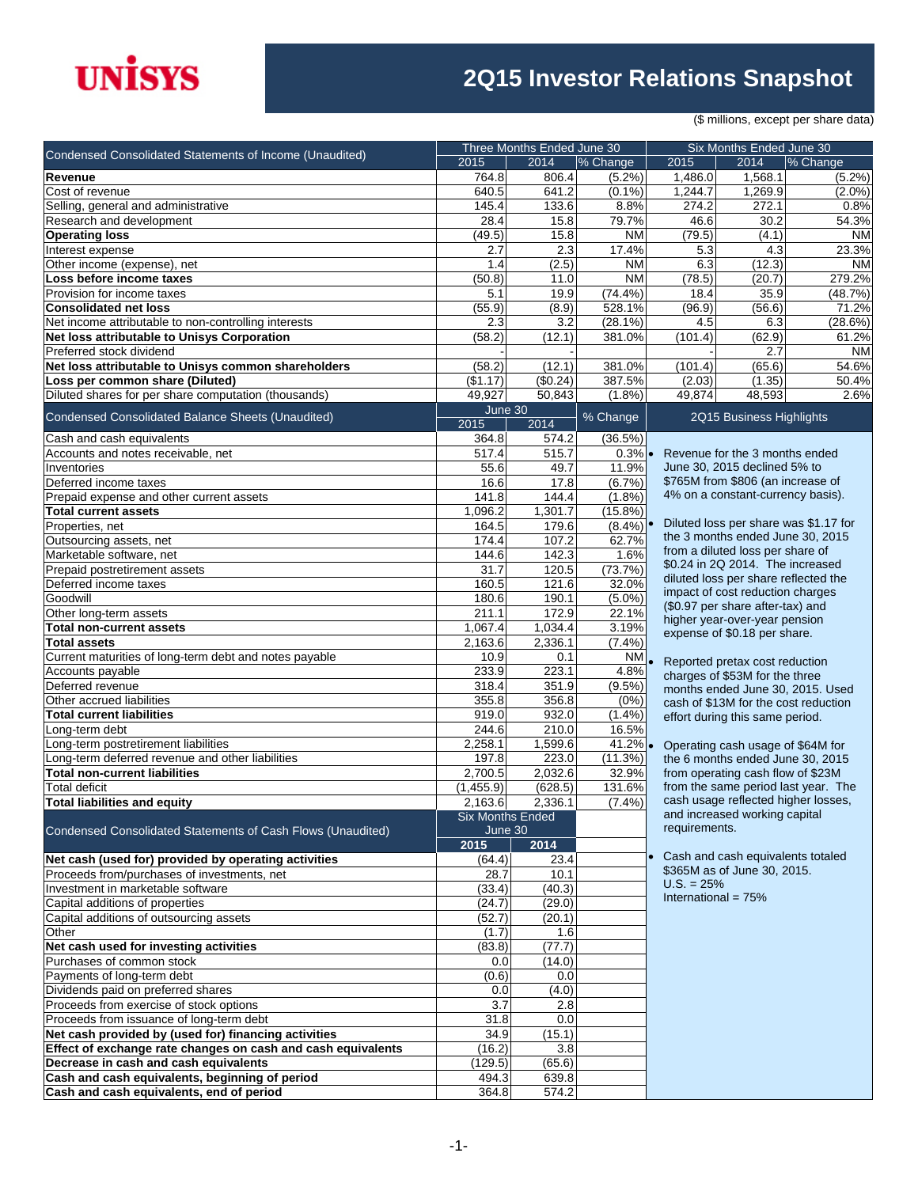# UNISYS

# 2Q15 Investor Relations Snapshot

($ millions, except per share data)

| Condensed Consolidated Statements of Income (Unaudited) | Three Months Ended June 30 | | | Six Months Ended June 30 | | |
|---|---|---|---|---|---|---|
| | 2015 | 2014 | % Change | 2015 | 2014 | % Change |
| **Revenue** | 764.8 | 806.4 | (5.2%) | 1,486.0 | 1,568.1 | (5.2%) |
| Cost of revenue | 640.5 | 641.2 | (0.1%) | 1,244.7 | 1,269.9 | (2.0%) |
| Selling, general and administrative | 145.4 | 133.6 | 8.8% | 274.2 | 272.1 | 0.8% |
| Research and development | 28.4 | 15.8 | 79.7% | 46.6 | 30.2 | 54.3% |
| **Operating loss** | (49.5) | 15.8 | NM | (79.5) | (4.1) | NM |
| Interest expense | 2.7 | 2.3 | 17.4% | 5.3 | 4.3 | 23.3% |
| Other income (expense), net | 1.4 | (2.5) | NM | 6.3 | (12.3) | NM |
| **Loss before income taxes** | (50.8) | 11.0 | NM | (78.5) | (20.7) | 279.2% |
| Provision for income taxes | 5.1 | 19.9 | (74.4%) | 18.4 | 35.9 | (48.7%) |
| **Consolidated net loss** | (55.9) | (8.9) | 528.1% | (96.9) | (56.6) | 71.2% |
| Net income attributable to non-controlling interests | 2.3 | 3.2 | (28.1%) | 4.5 | 6.3 | (28.6%) |
| **Net loss attributable to Unisys Corporation** | (58.2) | (12.1) | 381.0% | (101.4) | (62.9) | 61.2% |
| Preferred stock dividend | - | - | | - | 2.7 | NM |
| **Net loss attributable to Unisys common shareholders** | (58.2) | (12.1) | 381.0% | (101.4) | (65.6) | 54.6% |
| **Loss per common share (Diluted)** | ($1.17) | ($0.24) | 387.5% | (2.03) | (1.35) | 50.4% |
| Diluted shares for per share computation (thousands) | 49,927 | 50,843 | (1.8%) | 49,874 | 48,593 | 2.6% |

| Condensed Consolidated Balance Sheets (Unaudited) | June 30 | | % Change |
|---|---|---|---|
| | 2015 | 2014 | |
| Cash and cash equivalents | 364.8 | 574.2 | (36.5%) |
| Accounts and notes receivable, net | 517.4 | 515.7 | 0.3% |
| Inventories | 55.6 | 49.7 | 11.9% |
| Deferred income taxes | 16.6 | 17.8 | (6.7%) |
| Prepaid expense and other current assets | 141.8 | 144.4 | (1.8%) |
| **Total current assets** | 1,096.2 | 1,301.7 | (15.8%) |
| Properties, net | 164.5 | 179.6 | (8.4%) |
| Outsourcing assets, net | 174.4 | 107.2 | 62.7% |
| Marketable software, net | 144.6 | 142.3 | 1.6% |
| Prepaid postretirement assets | 31.7 | 120.5 | (73.7%) |
| Deferred income taxes | 160.5 | 121.6 | 32.0% |
| Goodwill | 180.6 | 190.1 | (5.0%) |
| Other long-term assets | 211.1 | 172.9 | 22.1% |
| **Total non-current assets** | 1,067.4 | 1,034.4 | 3.19% |
| **Total assets** | 2,163.6 | 2,336.1 | (7.4%) |
| Current maturities of long-term debt and notes payable | 10.9 | 0.1 | NM |
| Accounts payable | 233.9 | 223.1 | 4.8% |
| Deferred revenue | 318.4 | 351.9 | (9.5%) |
| Other accrued liabilities | 355.8 | 356.8 | (0%) |
| **Total current liabilities** | 919.0 | 932.0 | (1.4%) |
| Long-term debt | 244.6 | 210.0 | 16.5% |
| Long-term postretirement liabilities | 2,258.1 | 1,599.6 | 41.2% |
| Long-term deferred revenue and other liabilities | 197.8 | 223.0 | (11.3%) |
| **Total non-current liabilities** | 2,700.5 | 2,032.6 | 32.9% |
| Total deficit | (1,455.9) | (628.5) | 131.6% |
| **Total liabilities and equity** | 2,163.6 | 2,336.1 | (7.4%) |

| Condensed Consolidated Statements of Cash Flows (Unaudited) | Six Months Ended June 30 | |
|---|---|---|
| | 2015 | 2014 |
| **Net cash (used for) provided by operating activities** | (64.4) | 23.4 |
| Proceeds from/purchases of investments, net | 28.7 | 10.1 |
| Investment in marketable software | (33.4) | (40.3) |
| Capital additions of properties | (24.7) | (29.0) |
| Capital additions of outsourcing assets | (52.7) | (20.1) |
| Other | (1.7) | 1.6 |
| **Net cash used for investing activities** | (83.8) | (77.7) |
| Purchases of common stock | 0.0 | (14.0) |
| Payments of long-term debt | (0.6) | 0.0 |
| Dividends paid on preferred shares | 0.0 | (4.0) |
| Proceeds from exercise of stock options | 3.7 | 2.8 |
| Proceeds from issuance of long-term debt | 31.8 | 0.0 |
| **Net cash provided by (used for) financing activities** | 34.9 | (15.1) |
| **Effect of exchange rate changes on cash and cash equivalents** | (16.2) | 3.8 |
| **Decrease in cash and cash equivalents** | (129.5) | (65.6) |
| **Cash and cash equivalents, beginning of period** | 494.3 | 639.8 |
| **Cash and cash equivalents, end of period** | 364.8 | 574.2 |

## 2Q15 Business Highlights

- Revenue for the 3 months ended June 30, 2015 declined 5% to $765M from $806 (an increase of 4% on a constant-currency basis).
- Diluted loss per share was $1.17 for the 3 months ended June 30, 2015 from a diluted loss per share of $0.24 in 2Q 2014. The increased diluted loss per share reflected the impact of cost reduction charges ($0.97 per share after-tax) and higher year-over-year pension expense of $0.18 per share.
- Reported pretax cost reduction charges of $53M for the three months ended June 30, 2015. Used cash of $13M for the cost reduction effort during this same period.
- Operating cash usage of $64M for the 6 months ended June 30, 2015 from operating cash flow of $23M from the same period last year. The cash usage reflected higher losses, and increased working capital requirements.
- Cash and cash equivalents totaled $365M as of June 30, 2015.
  U.S. = 25%
  International = 75%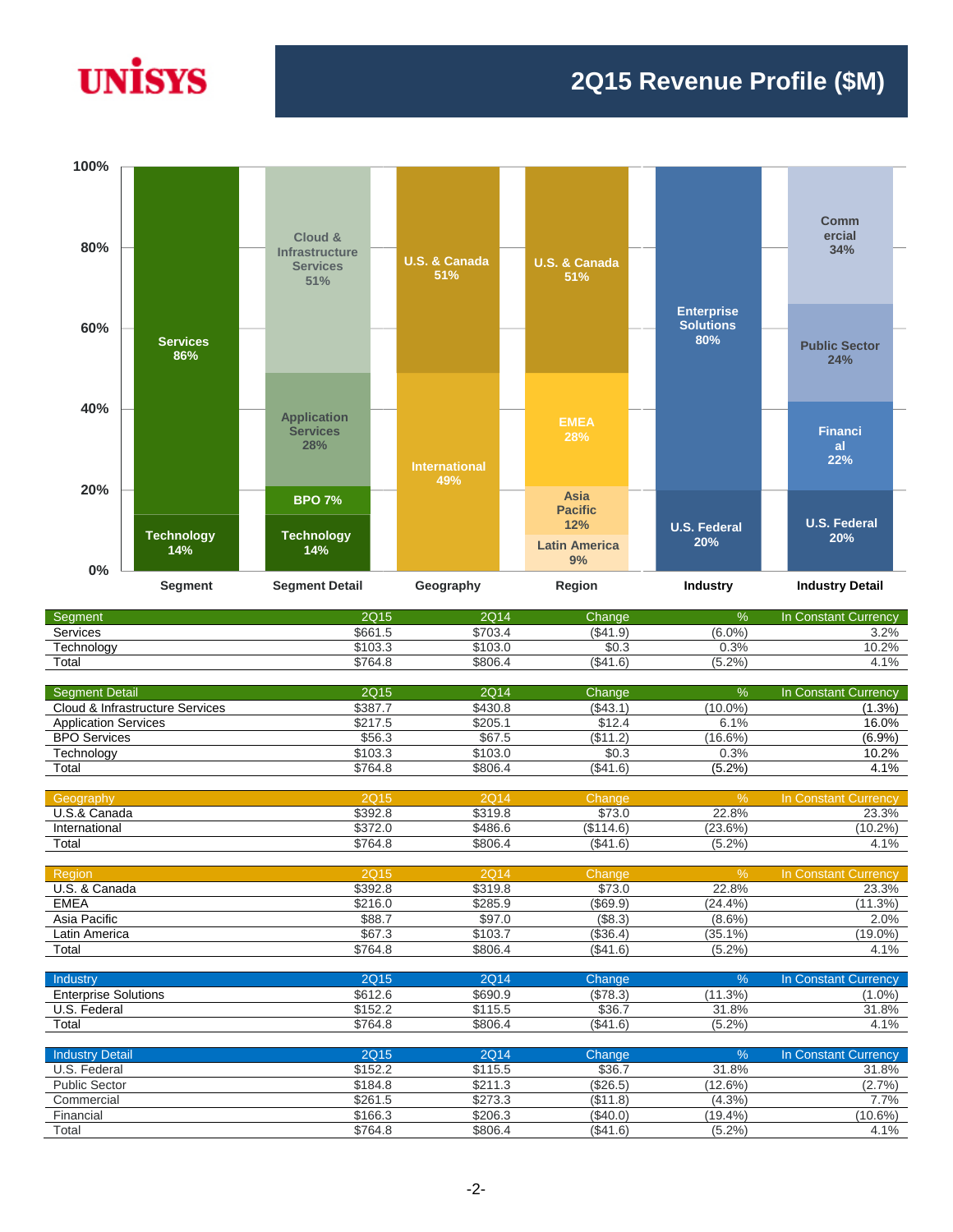# 2Q15 Revenue Profile ($M)

UNISYS

| Segment | 2Q15 | 2Q14 | Change | % | In Constant Currency |
|---|---|---|---|---|---|
| Services | $661.5 | $703.4 | ($41.9) | (6.0%) | 3.2% |
| Technology | $103.3 | $103.0 | $0.3 | 0.3% | 10.2% |
| Total | $764.8 | $806.4 | ($41.6) | (5.2%) | 4.1% |

| Segment Detail | 2Q15 | 2Q14 | Change | % | In Constant Currency |
|---|---|---|---|---|---|
| Cloud & Infrastructure Services | $387.7 | $430.8 | ($43.1) | (10.0%) | (1.3%) |
| Application Services | $217.5 | $205.1 | $12.4 | 6.1% | 16.0% |
| BPO Services | $56.3 | $67.5 | ($11.2) | (16.6%) | (6.9%) |
| Technology | $103.3 | $103.0 | $0.3 | 0.3% | 10.2% |
| Total | $764.8 | $806.4 | ($41.6) | (5.2%) | 4.1% |

| Geography | 2Q15 | 2Q14 | Change | % | In Constant Currency |
|---|---|---|---|---|---|
| U.S.& Canada | $392.8 | $319.8 | $73.0 | 22.8% | 23.3% |
| International | $372.0 | $486.6 | ($114.6) | (23.6%) | (10.2%) |
| Total | $764.8 | $806.4 | ($41.6) | (5.2%) | 4.1% |

| Region | 2Q15 | 2Q14 | Change | % | In Constant Currency |
|---|---|---|---|---|---|
| U.S. & Canada | $392.8 | $319.8 | $73.0 | 22.8% | 23.3% |
| EMEA | $216.0 | $285.9 | ($69.9) | (24.4%) | (11.3%) |
| Asia Pacific | $88.7 | $97.0 | ($8.3) | (8.6%) | 2.0% |
| Latin America | $67.3 | $103.7 | ($36.4) | (35.1%) | (19.0%) |
| Total | $764.8 | $806.4 | ($41.6) | (5.2%) | 4.1% |

| Industry | 2Q15 | 2Q14 | Change | % | In Constant Currency |
|---|---|---|---|---|---|
| Enterprise Solutions | $612.6 | $690.9 | ($78.3) | (11.3%) | (1.0%) |
| U.S. Federal | $152.2 | $115.5 | $36.7 | 31.8% | 31.8% |
| Total | $764.8 | $806.4 | ($41.6) | (5.2%) | 4.1% |

| Industry Detail | 2Q15 | 2Q14 | Change | % | In Constant Currency |
|---|---|---|---|---|---|
| U.S. Federal | $152.2 | $115.5 | $36.7 | 31.8% | 31.8% |
| Public Sector | $184.8 | $211.3 | ($26.5) | (12.6%) | (2.7%) |
| Commercial | $261.5 | $273.3 | ($11.8) | (4.3%) | 7.7% |
| Financial | $166.3 | $206.3 | ($40.0) | (19.4%) | (10.6%) |
| Total | $764.8 | $806.4 | ($41.6) | (5.2%) | 4.1% |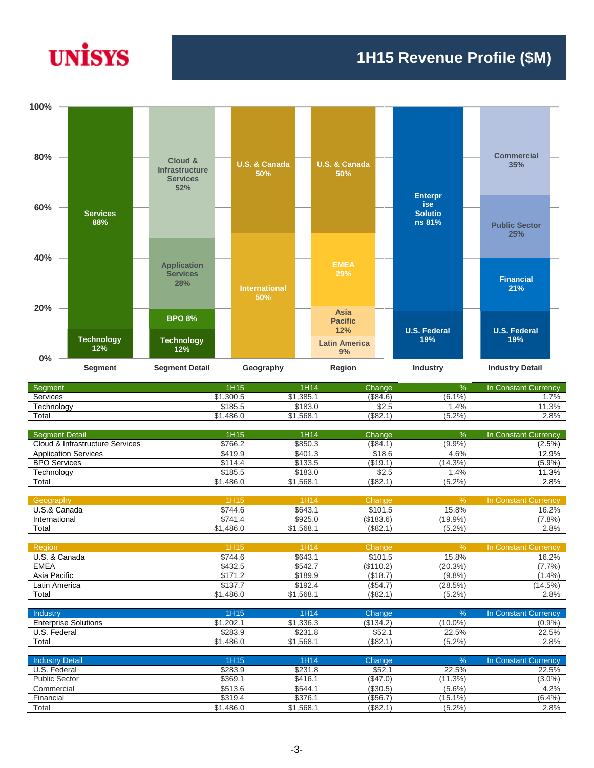UNISYS

# 1H15 Revenue Profile ($M)

100%
80%
60%
40%
20%
0%

Segment: Services 88%, Technology 12%

Segment Detail: Cloud & Infrastructure Services 52%, Application Services 28%, BPO 8%, Technology 12%

Geography: U.S. & Canada 50%, International 50%

Region: U.S. & Canada 50%, EMEA 29%, Asia Pacific 12%, Latin America 9%

Industry: Enterprise Solutions 81%, U.S. Federal 19%

Industry Detail: Commercial 35%, Public Sector 25%, Financial 21%, U.S. Federal 19%

| Segment | 1H15 | 1H14 | Change | % | In Constant Currency |
|---|---|---|---|---|---|
| Services | $1,300.5 | $1,385.1 | ($84.6) | (6.1%) | 1.7% |
| Technology | $185.5 | $183.0 | $2.5 | 1.4% | 11.3% |
| Total | $1,486.0 | $1,568.1 | ($82.1) | (5.2%) | 2.8% |

| Segment Detail | 1H15 | 1H14 | Change | % | In Constant Currency |
|---|---|---|---|---|---|
| Cloud & Infrastructure Services | $766.2 | $850.3 | ($84.1) | (9.9%) | (2.5%) |
| Application Services | $419.9 | $401.3 | $18.6 | 4.6% | 12.9% |
| BPO Services | $114.4 | $133.5 | ($19.1) | (14.3%) | (5.9%) |
| Technology | $185.5 | $183.0 | $2.5 | 1.4% | 11.3% |
| Total | $1,486.0 | $1,568.1 | ($82.1) | (5.2%) | 2.8% |

| Geography | 1H15 | 1H14 | Change | % | In Constant Currency |
|---|---|---|---|---|---|
| U.S.& Canada | $744.6 | $643.1 | $101.5 | 15.8% | 16.2% |
| International | $741.4 | $925.0 | ($183.6) | (19.9%) | (7.8%) |
| Total | $1,486.0 | $1,568.1 | ($82.1) | (5.2%) | 2.8% |

| Region | 1H15 | 1H14 | Change | % | In Constant Currency |
|---|---|---|---|---|---|
| U.S. & Canada | $744.6 | $643.1 | $101.5 | 15.8% | 16.2% |
| EMEA | $432.5 | $542.7 | ($110.2) | (20.3%) | (7.7%) |
| Asia Pacific | $171.2 | $189.9 | ($18.7) | (9.8%) | (1.4%) |
| Latin America | $137.7 | $192.4 | ($54.7) | (28.5%) | (14.5%) |
| Total | $1,486.0 | $1,568.1 | ($82.1) | (5.2%) | 2.8% |

| Industry | 1H15 | 1H14 | Change | % | In Constant Currency |
|---|---|---|---|---|---|
| Enterprise Solutions | $1,202.1 | $1,336.3 | ($134.2) | (10.0%) | (0.9%) |
| U.S. Federal | $283.9 | $231.8 | $52.1 | 22.5% | 22.5% |
| Total | $1,486.0 | $1,568.1 | ($82.1) | (5.2%) | 2.8% |

| Industry Detail | 1H15 | 1H14 | Change | % | In Constant Currency |
|---|---|---|---|---|---|
| U.S. Federal | $283.9 | $231.8 | $52.1 | 22.5% | 22.5% |
| Public Sector | $369.1 | $416.1 | ($47.0) | (11.3%) | (3.0%) |
| Commercial | $513.6 | $544.1 | ($30.5) | (5.6%) | 4.2% |
| Financial | $319.4 | $376.1 | ($56.7) | (15.1%) | (6.4%) |
| Total | $1,486.0 | $1,568.1 | ($82.1) | (5.2%) | 2.8% |